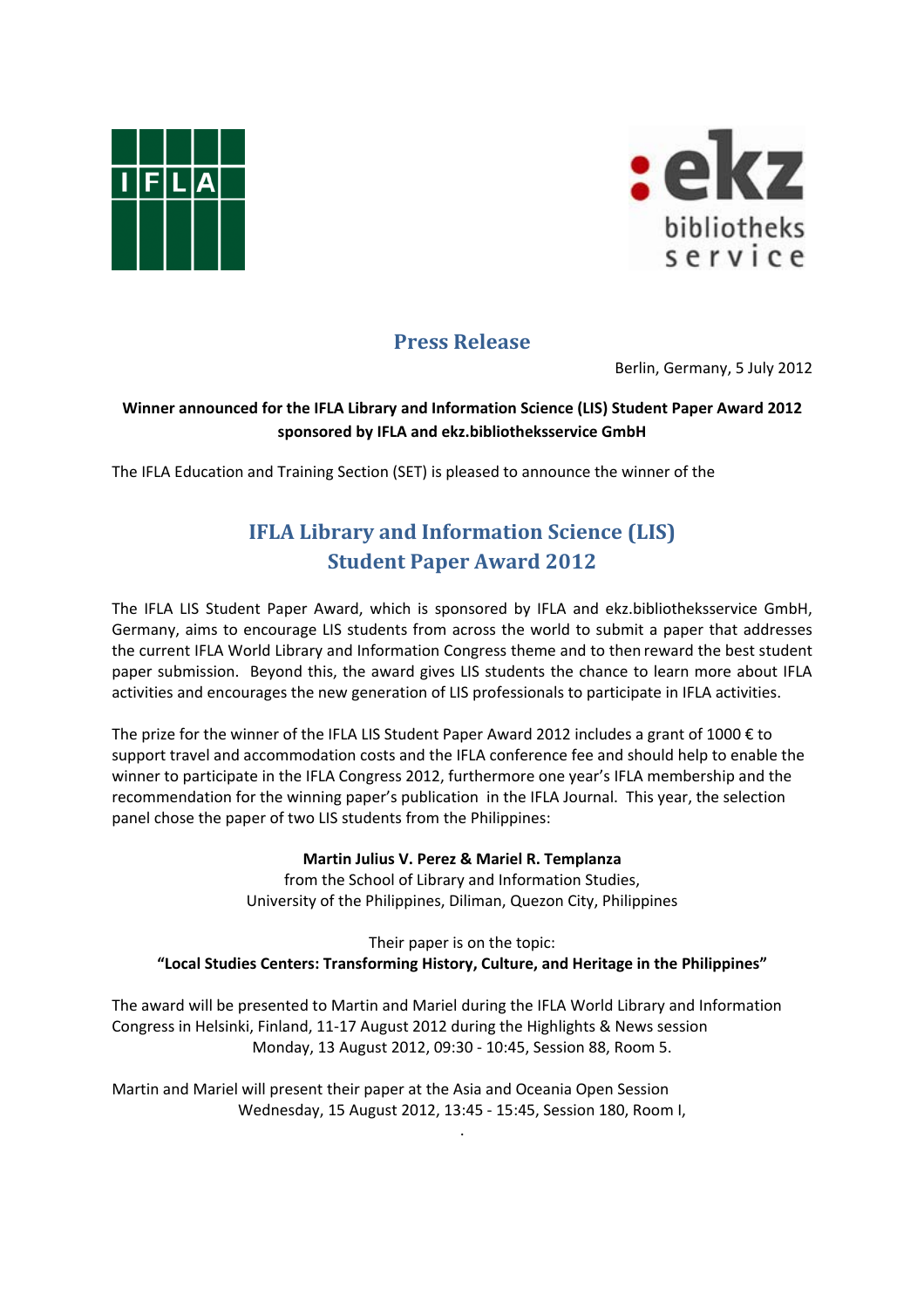# Press Release

Berlin, Germany, 5 July 2012

**Winner announced for the IFLA Library and Information Science (LIS) Student Paper Award 2012 sponsored by IFLA and ekz.bibliotheksservice GmbH**

The IFLA Education and Training Section (SET) is pleased to announce the winner of the

## IFLA Library and Information Science (LIS) Student Paper Award 2012

The IFLA LIS Student Paper Award, which is sponsored by IFLA and ekz.bibliotheksservice GmbH, Germany, aims to encourage LIS students from across the world to submit a paper that addresses the current IFLA World Library and Information Congress theme and to then reward the best student paper submission. Beyond this, the award gives LIS students the chance to learn more about IFLA activities and encourages the new generation of LIS professionals to participate in IFLA activities.

The prize for the winner of the IFLA LIS Student Paper Award 2012 includes a grant of 1000 € to support travel and accommodation costs and the IFLA conference fee and should help to enable the winner to participate in the IFLA Congress 2012, furthermore one year's IFLA membership and the recommendation for the winning paper's publication in the IFLA Journal. This year, the selection panel chose the paper of two LIS students from the Philippines:

**Martin Julius V. Perez & Mariel R. Templanza**
from the School of Library and Information Studies,
University of the Philippines, Diliman, Quezon City, Philippines

Their paper is on the topic:
**"Local Studies Centers: Transforming History, Culture, and Heritage in the Philippines"**

The award will be presented to Martin and Mariel during the IFLA World Library and Information Congress in Helsinki, Finland, 11-17 August 2012 during the Highlights & News session
Monday, 13 August 2012, 09:30 - 10:45, Session 88, Room 5.

Martin and Mariel will present their paper at the Asia and Oceania Open Session
Wednesday, 15 August 2012, 13:45 - 15:45, Session 180, Room I,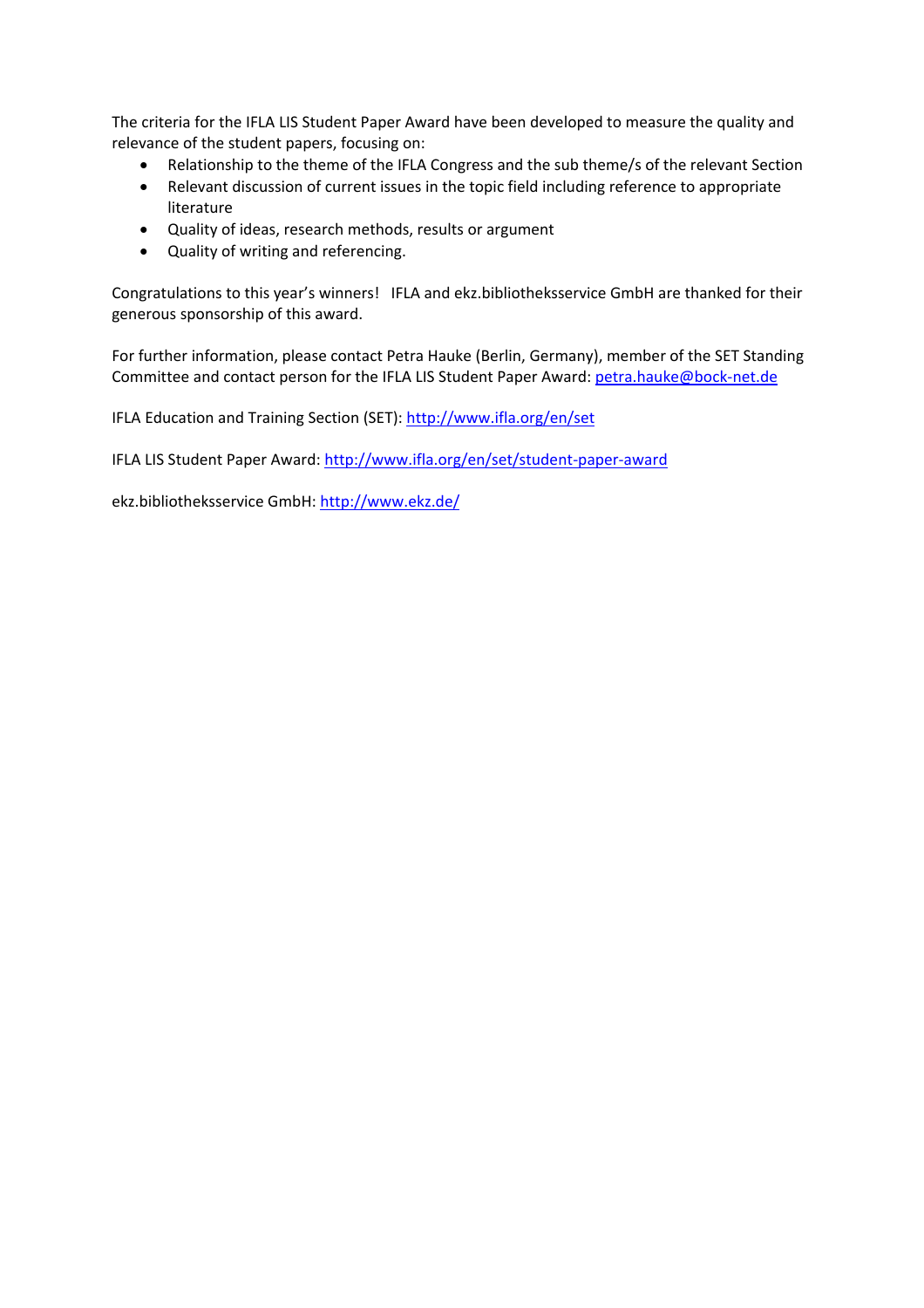The criteria for the IFLA LIS Student Paper Award have been developed to measure the quality and relevance of the student papers, focusing on:

- Relationship to the theme of the IFLA Congress and the sub theme/s of the relevant Section
- Relevant discussion of current issues in the topic field including reference to appropriate literature
- Quality of ideas, research methods, results or argument
- Quality of writing and referencing.

Congratulations to this year's winners! IFLA and ekz.bibliotheksservice GmbH are thanked for their generous sponsorship of this award.

For further information, please contact Petra Hauke (Berlin, Germany), member of the SET Standing Committee and contact person for the IFLA LIS Student Paper Award: petra.hauke@bock-net.de

IFLA Education and Training Section (SET): http://www.ifla.org/en/set

IFLA LIS Student Paper Award: http://www.ifla.org/en/set/student-paper-award

ekz.bibliotheksservice GmbH: http://www.ekz.de/